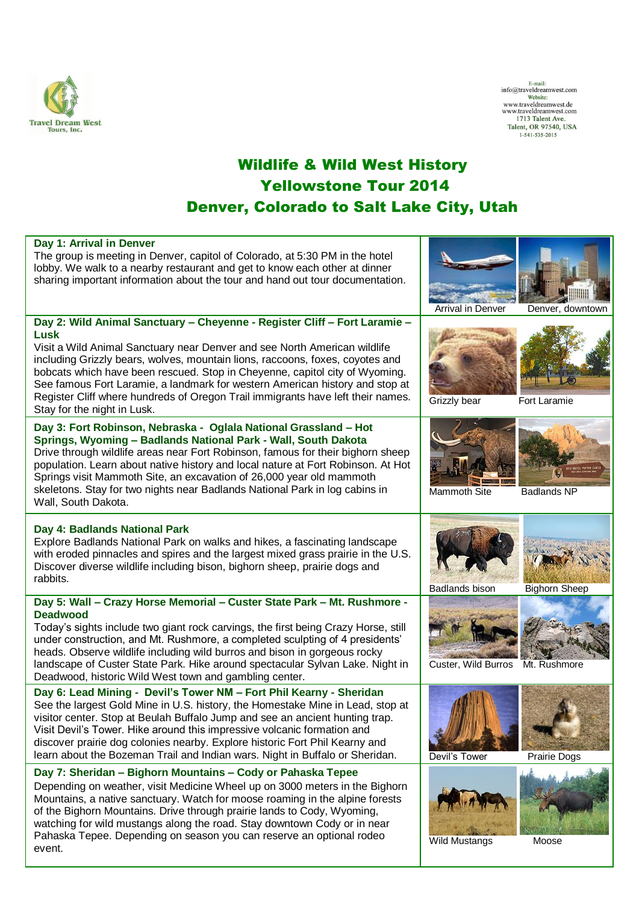Travel Dream West Tours, Inc.

E-mail:
info@traveldreamwest.com
Website:
www.traveldreamwest.de
www.traveldreamwest.com
1713 Talent Ave.
Talent, OR 97540, USA
1-541-535-2015

# Wildlife & Wild West History
# Yellowstone Tour 2014
# Denver, Colorado to Salt Lake City, Utah

**Day 1: Arrival in Denver**
The group is meeting in Denver, capitol of Colorado, at 5:30 PM in the hotel lobby. We walk to a nearby restaurant and get to know each other at dinner sharing important information about the tour and hand out tour documentation.

Arrival in Denver | Denver, downtown

**Day 2: Wild Animal Sanctuary – Cheyenne - Register Cliff – Fort Laramie – Lusk**
Visit a Wild Animal Sanctuary near Denver and see North American wildlife including Grizzly bears, wolves, mountain lions, raccoons, foxes, coyotes and bobcats which have been rescued. Stop in Cheyenne, capitol city of Wyoming. See famous Fort Laramie, a landmark for western American history and stop at Register Cliff where hundreds of Oregon Trail immigrants have left their names. Stay for the night in Lusk.

Grizzly bear | Fort Laramie

**Day 3: Fort Robinson, Nebraska - Oglala National Grassland – Hot Springs, Wyoming – Badlands National Park - Wall, South Dakota**
Drive through wildlife areas near Fort Robinson, famous for their bighorn sheep population. Learn about native history and local nature at Fort Robinson. At Hot Springs visit Mammoth Site, an excavation of 26,000 year old mammoth skeletons. Stay for two nights near Badlands National Park in log cabins in Wall, South Dakota.

Mammoth Site | Badlands NP

**Day 4: Badlands National Park**
Explore Badlands National Park on walks and hikes, a fascinating landscape with eroded pinnacles and spires and the largest mixed grass prairie in the U.S. Discover diverse wildlife including bison, bighorn sheep, prairie dogs and rabbits.

Badlands bison | Bighorn Sheep

**Day 5: Wall – Crazy Horse Memorial – Custer State Park – Mt. Rushmore - Deadwood**
Today's sights include two giant rock carvings, the first being Crazy Horse, still under construction, and Mt. Rushmore, a completed sculpting of 4 presidents' heads. Observe wildlife including wild burros and bison in gorgeous rocky landscape of Custer State Park. Hike around spectacular Sylvan Lake. Night in Deadwood, historic Wild West town and gambling center.

Custer, Wild Burros | Mt. Rushmore

**Day 6: Lead Mining - Devil's Tower NM – Fort Phil Kearny - Sheridan**
See the largest Gold Mine in U.S. history, the Homestake Mine in Lead, stop at visitor center. Stop at Beulah Buffalo Jump and see an ancient hunting trap. Visit Devil's Tower. Hike around this impressive volcanic formation and discover prairie dog colonies nearby. Explore historic Fort Phil Kearny and learn about the Bozeman Trail and Indian wars. Night in Buffalo or Sheridan.

Devil's Tower | Prairie Dogs

**Day 7: Sheridan – Bighorn Mountains – Cody or Pahaska Tepee**
Depending on weather, visit Medicine Wheel up on 3000 meters in the Bighorn Mountains, a native sanctuary. Watch for moose roaming in the alpine forests of the Bighorn Mountains. Drive through prairie lands to Cody, Wyoming, watching for wild mustangs along the road. Stay downtown Cody or in near Pahaska Tepee. Depending on season you can reserve an optional rodeo event.

Wild Mustangs | Moose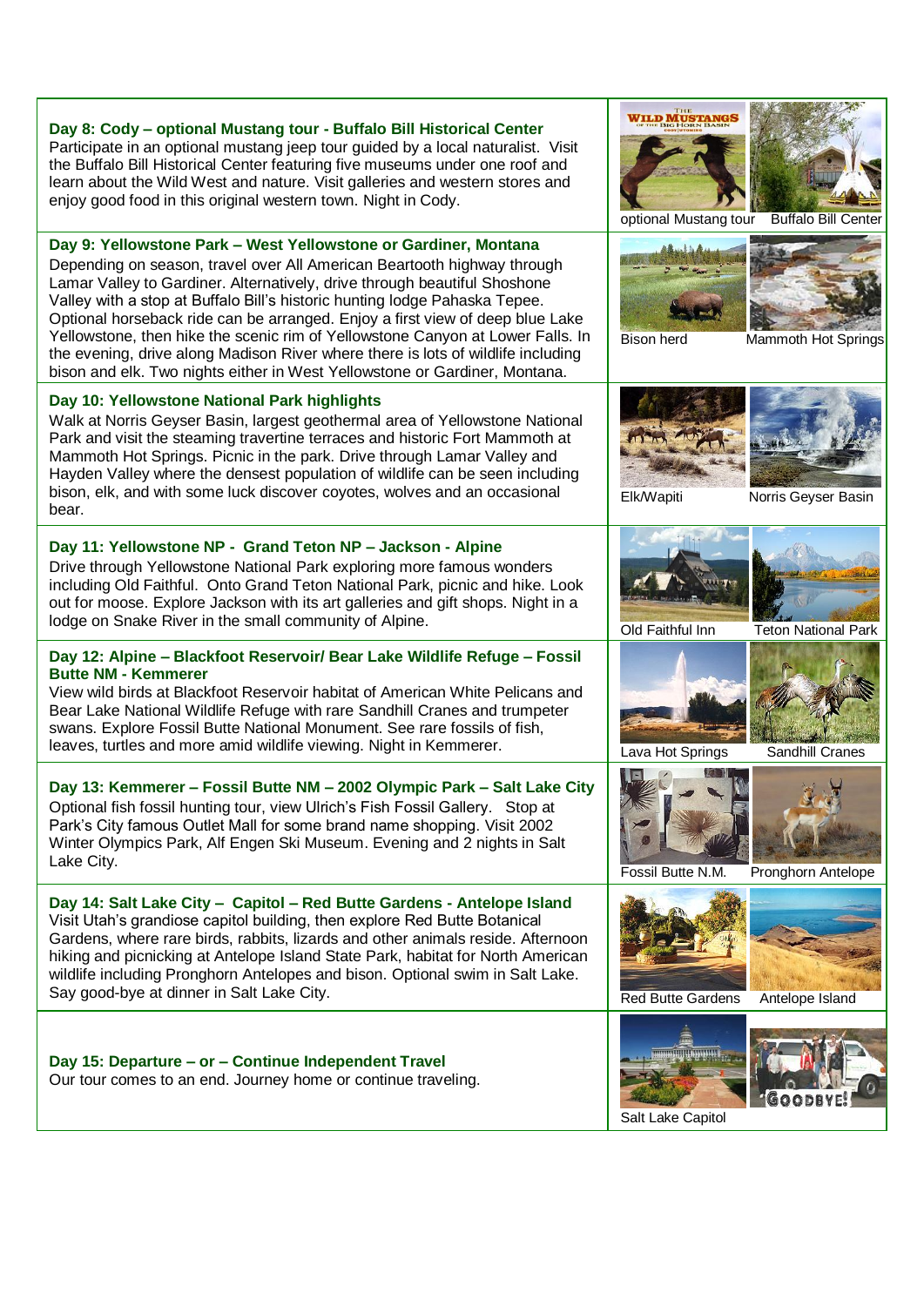## Day 8: Cody – optional Mustang tour - Buffalo Bill Historical Center

Participate in an optional mustang jeep tour guided by a local naturalist. Visit the Buffalo Bill Historical Center featuring five museums under one roof and learn about the Wild West and nature. Visit galleries and western stores and enjoy good food in this original western town. Night in Cody.

optional Mustang tour Buffalo Bill Center

## Day 9: Yellowstone Park – West Yellowstone or Gardiner, Montana

Depending on season, travel over All American Beartooth highway through Lamar Valley to Gardiner. Alternatively, drive through beautiful Shoshone Valley with a stop at Buffalo Bill's historic hunting lodge Pahaska Tepee. Optional horseback ride can be arranged. Enjoy a first view of deep blue Lake Yellowstone, then hike the scenic rim of Yellowstone Canyon at Lower Falls. In the evening, drive along Madison River where there is lots of wildlife including bison and elk. Two nights either in West Yellowstone or Gardiner, Montana.

Bison herd Mammoth Hot Springs

## Day 10: Yellowstone National Park highlights

Walk at Norris Geyser Basin, largest geothermal area of Yellowstone National Park and visit the steaming travertine terraces and historic Fort Mammoth at Mammoth Hot Springs. Picnic in the park. Drive through Lamar Valley and Hayden Valley where the densest population of wildlife can be seen including bison, elk, and with some luck discover coyotes, wolves and an occasional bear.

Elk/Wapiti Norris Geyser Basin

## Day 11: Yellowstone NP - Grand Teton NP – Jackson - Alpine

Drive through Yellowstone National Park exploring more famous wonders including Old Faithful. Onto Grand Teton National Park, picnic and hike. Look out for moose. Explore Jackson with its art galleries and gift shops. Night in a lodge on Snake River in the small community of Alpine.

Old Faithful Inn Teton National Park

## Day 12: Alpine – Blackfoot Reservoir/ Bear Lake Wildlife Refuge – Fossil Butte NM - Kemmerer

View wild birds at Blackfoot Reservoir habitat of American White Pelicans and Bear Lake National Wildlife Refuge with rare Sandhill Cranes and trumpeter swans. Explore Fossil Butte National Monument. See rare fossils of fish, leaves, turtles and more amid wildlife viewing. Night in Kemmerer.

Lava Hot Springs Sandhill Cranes

## Day 13: Kemmerer – Fossil Butte NM – 2002 Olympic Park – Salt Lake City

Optional fish fossil hunting tour, view Ulrich's Fish Fossil Gallery. Stop at Park's City famous Outlet Mall for some brand name shopping. Visit 2002 Winter Olympics Park, Alf Engen Ski Museum. Evening and 2 nights in Salt Lake City.

Fossil Butte N.M. Pronghorn Antelope

## Day 14: Salt Lake City – Capitol – Red Butte Gardens - Antelope Island

Visit Utah's grandiose capitol building, then explore Red Butte Botanical Gardens, where rare birds, rabbits, lizards and other animals reside. Afternoon hiking and picnicking at Antelope Island State Park, habitat for North American wildlife including Pronghorn Antelopes and bison. Optional swim in Salt Lake. Say good-bye at dinner in Salt Lake City.

Red Butte Gardens Antelope Island

## Day 15: Departure – or – Continue Independent Travel

Our tour comes to an end. Journey home or continue traveling.

Salt Lake Capitol